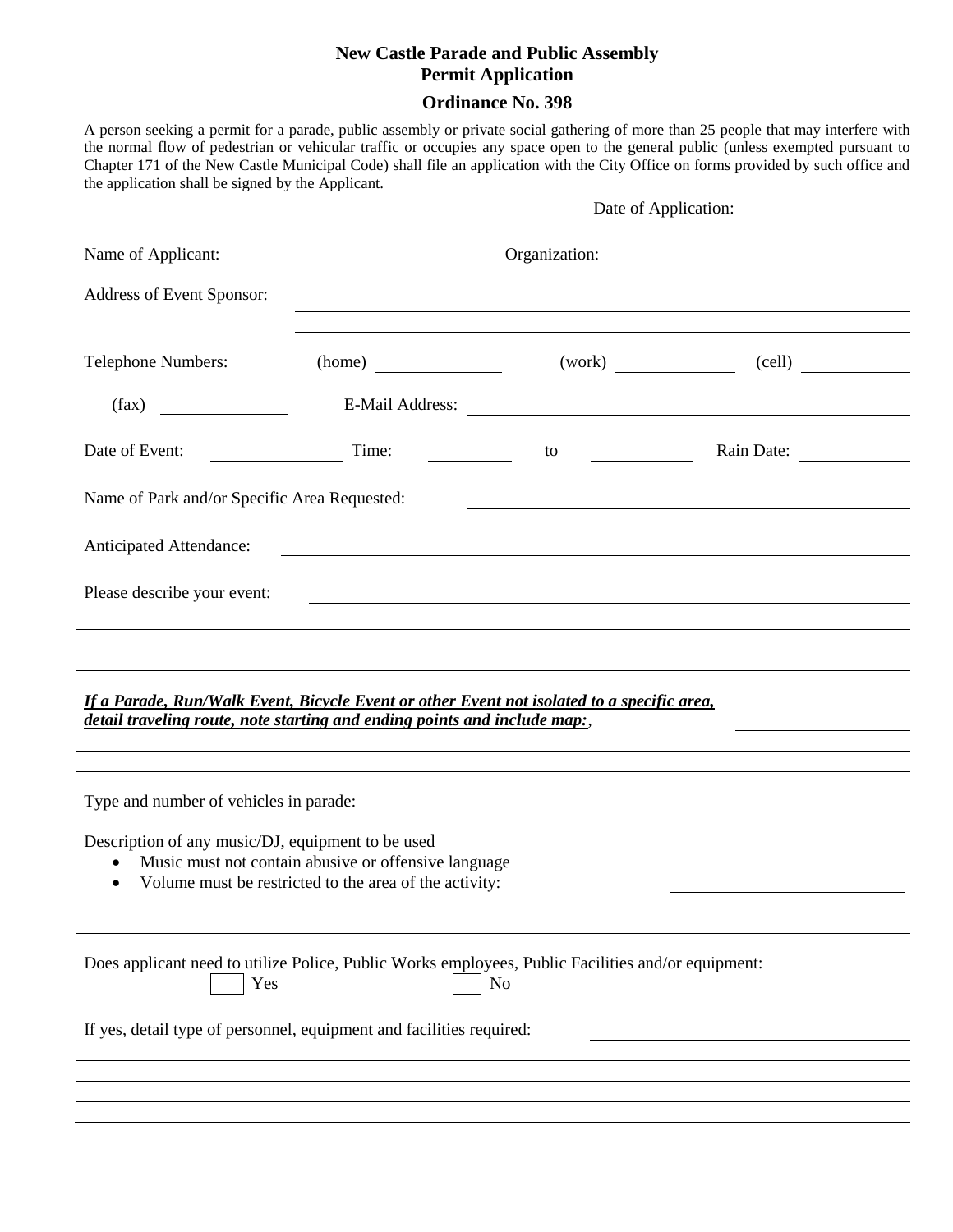**New Castle Parade and Public Assembly**
**Permit Application**

**Ordinance No. 398**

A person seeking a permit for a parade, public assembly or private social gathering of more than 25 people that may interfere with the normal flow of pedestrian or vehicular traffic or occupies any space open to the general public (unless exempted pursuant to Chapter 171 of the New Castle Municipal Code) shall file an application with the City Office on forms provided by such office and the application shall be signed by the Applicant.

Date of Application: ____________________

Name of Applicant: ______________________________ Organization: ______________________________

Address of Event Sponsor: ____________________________________________________________

____________________________________________________________

Telephone Numbers: (home) ______________ (work) ______________ (cell) ______________

(fax) ______________ E-Mail Address: ______________________________

Date of Event: ______________ Time: __________ to __________ Rain Date: ______________

Name of Park and/or Specific Area Requested: ______________________________

Anticipated Attendance: ______________________________

Please describe your event: ______________________________

____________________________________________________________

____________________________________________________________

***If a Parade, Run/Walk Event, Bicycle Event or other Event not isolated to a specific area, detail traveling route, note starting and ending points and include map:***, ______________

____________________________________________________________

____________________________________________________________

Type and number of vehicles in parade: ______________________________

Description of any music/DJ, equipment to be used

- Music must not contain abusive or offensive language
- Volume must be restricted to the area of the activity: ______________

____________________________________________________________

____________________________________________________________

Does applicant need to utilize Police, Public Works employees, Public Facilities and/or equipment:

☐ Yes ☐ No

If yes, detail type of personnel, equipment and facilities required: ______________________________

____________________________________________________________

____________________________________________________________

____________________________________________________________

____________________________________________________________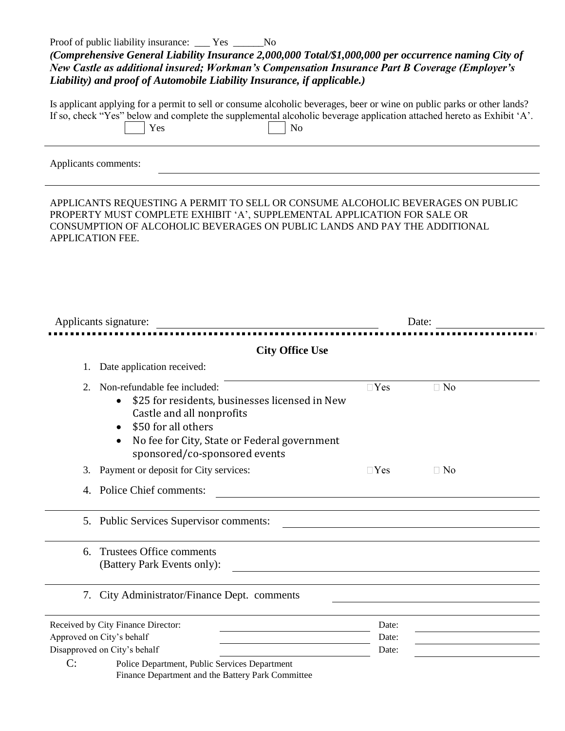Proof of public liability insurance: ___ Yes ______No

***(Comprehensive General Liability Insurance 2,000,000 Total/$1,000,000 per occurrence naming City of New Castle as additional insured; Workman's Compensation Insurance Part B Coverage (Employer's Liability) and proof of Automobile Liability Insurance, if applicable.)***

Is applicant applying for a permit to sell or consume alcoholic beverages, beer or wine on public parks or other lands? If so, check "Yes" below and complete the supplemental alcoholic beverage application attached hereto as Exhibit 'A'.

☐ Yes ☐ No

---

Applicants comments: ________________________________________

---

APPLICANTS REQUESTING A PERMIT TO SELL OR CONSUME ALCOHOLIC BEVERAGES ON PUBLIC PROPERTY MUST COMPLETE EXHIBIT 'A', SUPPLEMENTAL APPLICATION FOR SALE OR CONSUMPTION OF ALCOHOLIC BEVERAGES ON PUBLIC LANDS AND PAY THE ADDITIONAL APPLICATION FEE.

Applicants signature: ______________________________ Date: ______________

---

## City Office Use

1. Date application received: ______________________________
2. Non-refundable fee included: ☐Yes ☐ No
   - $25 for residents, businesses licensed in New Castle and all nonprofits
   - $50 for all others
   - No fee for City, State or Federal government sponsored/co-sponsored events
3. Payment or deposit for City services: ☐Yes ☐ No
4. Police Chief comments: ______________________________
5. Public Services Supervisor comments: ______________________________
6. Trustees Office comments (Battery Park Events only): ______________________________
7. City Administrator/Finance Dept. comments ______________________________

Received by City Finance Director: ______________________ Date: ______________

Approved on City's behalf ______________________ Date: ______________

Disapproved on City's behalf ______________________ Date: ______________

C: Police Department, Public Services Department
Finance Department and the Battery Park Committee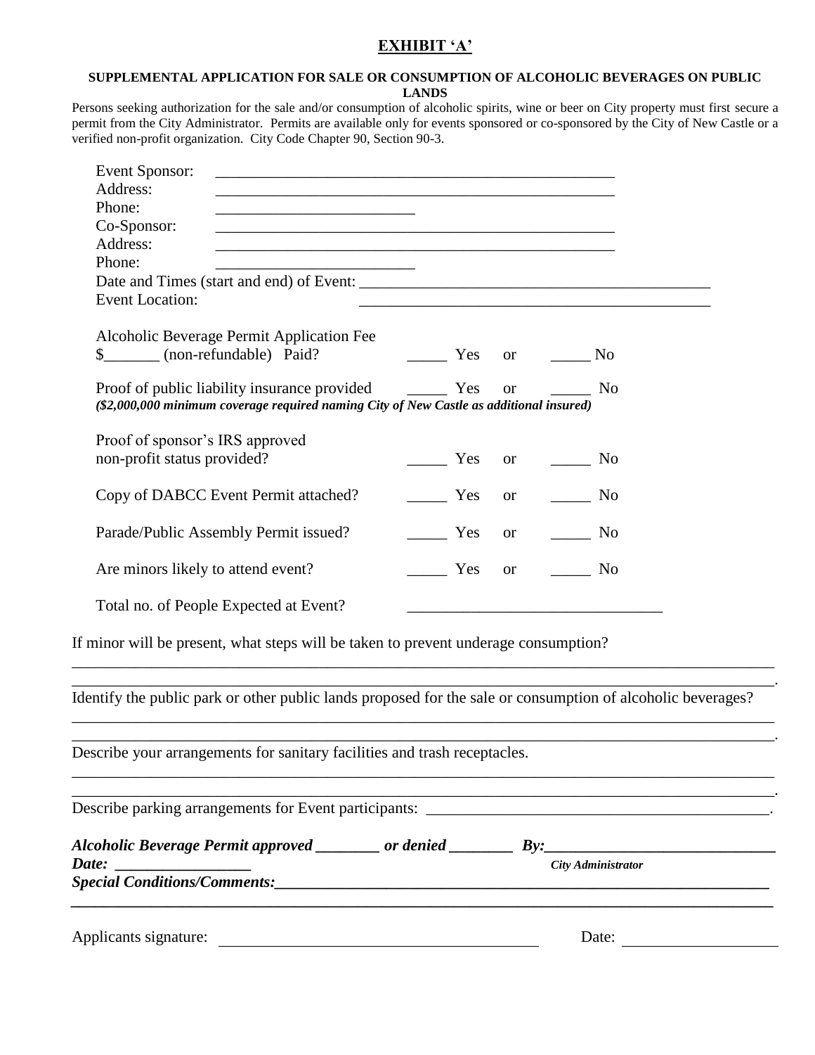# EXHIBIT 'A'

**SUPPLEMENTAL APPLICATION FOR SALE OR CONSUMPTION OF ALCOHOLIC BEVERAGES ON PUBLIC LANDS**

Persons seeking authorization for the sale and/or consumption of alcoholic spirits, wine or beer on City property must first secure a permit from the City Administrator. Permits are available only for events sponsored or co-sponsored by the City of New Castle or a verified non-profit organization. City Code Chapter 90, Section 90-3.

Event Sponsor: ____________________________________________________

Address: ____________________________________________________

Phone: __________________________

Co-Sponsor: ____________________________________________________

Address: ____________________________________________________

Phone: __________________________

Date and Times (start and end) of Event: ______________________________________________

Event Location: ______________________________________________

Alcoholic Beverage Permit Application Fee
$_______ (non-refundable) Paid? _____ Yes or _____ No

Proof of public liability insurance provided _____ Yes or _____ No
***($2,000,000 minimum coverage required naming City of New Castle as additional insured)***

Proof of sponsor's IRS approved non-profit status provided? _____ Yes or _____ No

Copy of DABCC Event Permit attached? _____ Yes or _____ No

Parade/Public Assembly Permit issued? _____ Yes or _____ No

Are minors likely to attend event? _____ Yes or _____ No

Total no. of People Expected at Event? _________________________________

If minor will be present, what steps will be taken to prevent underage consumption?
_____________________________________________________________________________________
_____________________________________________________________________________________.

Identify the public park or other public lands proposed for the sale or consumption of alcoholic beverages?
_____________________________________________________________________________________
_____________________________________________________________________________________.

Describe your arrangements for sanitary facilities and trash receptacles.
_____________________________________________________________________________________
_____________________________________________________________________________________.

Describe parking arrangements for Event participants: ___________________________________________.

***Alcoholic Beverage Permit approved \_\_\_\_\_\_\_\_ or denied \_\_\_\_\_\_\_\_ By:\_\_\_\_\_\_\_\_\_\_\_\_\_\_\_\_\_\_\_\_\_\_\_\_\_\_\_\_***
***Date: \_\_\_\_\_\_\_\_\_\_\_\_\_\_\_\_\_*** ***City Administrator***
***Special Conditions/Comments:\_\_\_\_\_\_\_\_\_\_\_\_\_\_\_\_\_\_\_\_\_\_\_\_\_\_\_\_\_\_\_\_\_\_\_\_\_\_\_\_\_\_\_\_\_\_\_\_\_\_\_\_\_\_\_\_\_\_\_\_\_\_\_\_***
_____________________________________________________________________________________

Applicants signature: ________________________________________ Date: ___________________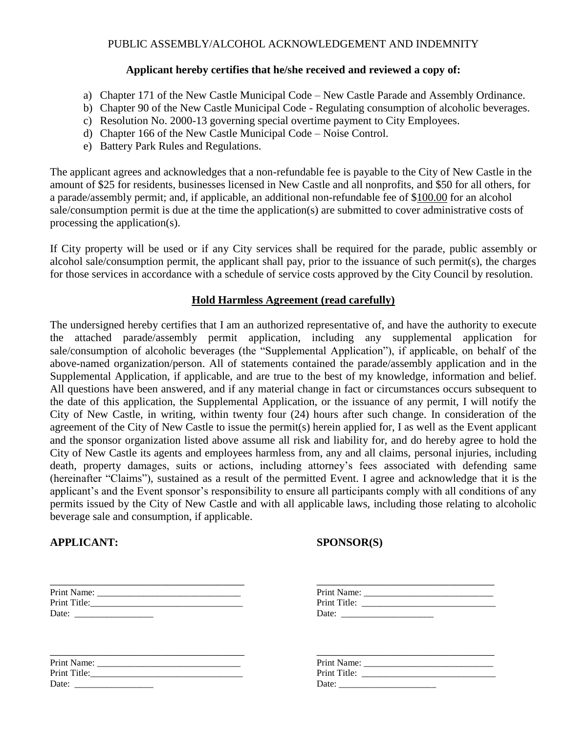PUBLIC ASSEMBLY/ALCOHOL ACKNOWLEDGEMENT AND INDEMNITY

**Applicant hereby certifies that he/she received and reviewed a copy of:**

a) Chapter 171 of the New Castle Municipal Code – New Castle Parade and Assembly Ordinance.
b) Chapter 90 of the New Castle Municipal Code - Regulating consumption of alcoholic beverages.
c) Resolution No. 2000-13 governing special overtime payment to City Employees.
d) Chapter 166 of the New Castle Municipal Code – Noise Control.
e) Battery Park Rules and Regulations.

The applicant agrees and acknowledges that a non-refundable fee is payable to the City of New Castle in the amount of $25 for residents, businesses licensed in New Castle and all nonprofits, and $50 for all others, for a parade/assembly permit; and, if applicable, an additional non-refundable fee of $100.00 for an alcohol sale/consumption permit is due at the time the application(s) are submitted to cover administrative costs of processing the application(s).

If City property will be used or if any City services shall be required for the parade, public assembly or alcohol sale/consumption permit, the applicant shall pay, prior to the issuance of such permit(s), the charges for those services in accordance with a schedule of service costs approved by the City Council by resolution.

**Hold Harmless Agreement (read carefully)**

The undersigned hereby certifies that I am an authorized representative of, and have the authority to execute the attached parade/assembly permit application, including any supplemental application for sale/consumption of alcoholic beverages (the "Supplemental Application"), if applicable, on behalf of the above-named organization/person. All of statements contained the parade/assembly application and in the Supplemental Application, if applicable, and are true to the best of my knowledge, information and belief. All questions have been answered, and if any material change in fact or circumstances occurs subsequent to the date of this application, the Supplemental Application, or the issuance of any permit, I will notify the City of New Castle, in writing, within twenty four (24) hours after such change. In consideration of the agreement of the City of New Castle to issue the permit(s) herein applied for, I as well as the Event applicant and the sponsor organization listed above assume all risk and liability for, and do hereby agree to hold the City of New Castle its agents and employees harmless from, any and all claims, personal injuries, including death, property damages, suits or actions, including attorney's fees associated with defending same (hereinafter "Claims"), sustained as a result of the permitted Event. I agree and acknowledge that it is the applicant's and the Event sponsor's responsibility to ensure all participants comply with all conditions of any permits issued by the City of New Castle and with all applicable laws, including those relating to alcoholic beverage sale and consumption, if applicable.

**APPLICANT:**

______________________________
Print Name: ____________________
Print Title: ____________________
Date: ____________

______________________________
Print Name: ____________________
Print Title: ____________________
Date: ____________

**SPONSOR(S)**

______________________________
Print Name: ____________________
Print Title: ____________________
Date: ____________

______________________________
Print Name: ____________________
Print Title: ____________________
Date: ____________